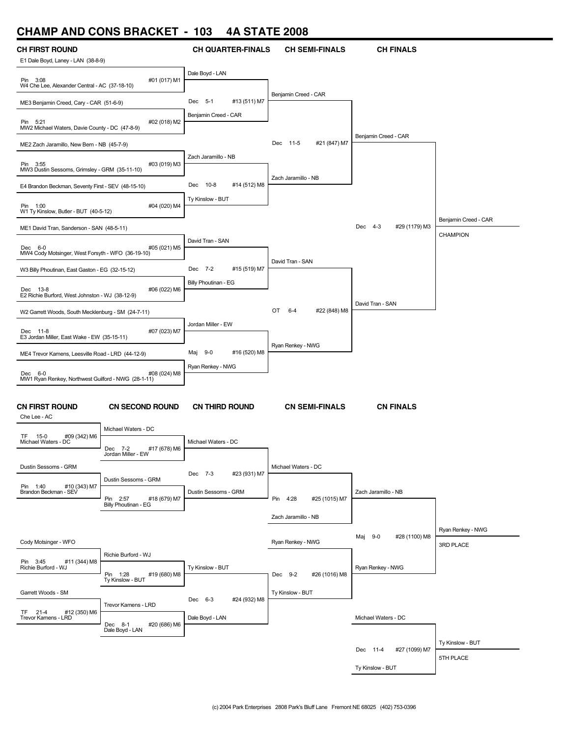# CHAMP AND CONS BRACKET - 103 4A STATE 2008

## CH FIRST ROUND

| Wrestler | Result | Bout |
|---|---|---|
| E1 Dale Boyd, Laney - LAN (38-8-9) vs W4 Che Lee, Alexander Central - AC (37-18-10) | Pin 3:08 | #01 (017) M1 |
| ME3 Benjamin Creed, Cary - CAR (51-6-9) vs MW2 Michael Waters, Davie County - DC (47-8-9) | Pin 5:21 | #02 (018) M2 |
| ME2 Zach Jaramillo, New Bern - NB (45-7-9) vs MW3 Dustin Sessoms, Grimsley - GRM (35-11-10) | Pin 3:55 | #03 (019) M3 |
| E4 Brandon Beckman, Seventy First - SEV (48-15-10) vs W1 Ty Kinslow, Butler - BUT (40-5-12) | Pin 1:00 | #04 (020) M4 |
| ME1 David Tran, Sanderson - SAN (48-5-11) vs MW4 Cody Motsinger, West Forsyth - WFO (36-19-10) | Dec 6-0 | #05 (021) M5 |
| W3 Billy Phoutinan, East Gaston - EG (32-15-12) vs E2 Richie Burford, West Johnston - WJ (38-12-9) | Dec 13-8 | #06 (022) M6 |
| W2 Garrett Woods, South Mecklenburg - SM (24-7-11) vs E3 Jordan Miller, East Wake - EW (35-15-11) | Dec 11-8 | #07 (023) M7 |
| ME4 Trevor Kamens, Leesville Road - LRD (44-12-9) vs MW1 Ryan Renkey, Northwest Guilford - NWG (28-1-11) | Dec 6-0 | #08 (024) M8 |

## CH QUARTER-FINALS

| Matchup | Winner | Result | Bout |
|---|---|---|---|
| Dale Boyd - LAN vs Benjamin Creed - CAR | Benjamin Creed - CAR | Dec 5-1 | #13 (511) M7 |
| Zach Jaramillo - NB vs Ty Kinslow - BUT | Zach Jaramillo - NB | Dec 10-8 | #14 (512) M8 |
| David Tran - SAN vs Billy Phoutinan - EG | David Tran - SAN | Dec 7-2 | #15 (519) M7 |
| Jordan Miller - EW vs Ryan Renkey - NWG | Ryan Renkey - NWG | Maj 9-0 | #16 (520) M8 |

## CH SEMI-FINALS

| Matchup | Winner | Result | Bout |
|---|---|---|---|
| Benjamin Creed - CAR vs Zach Jaramillo - NB | Benjamin Creed - CAR | Dec 11-5 | #21 (847) M7 |
| David Tran - SAN vs Ryan Renkey - NWG | David Tran - SAN | OT 6-4 | #22 (848) M8 |

## CH FINALS

| Matchup | Winner | Result | Bout |
|---|---|---|---|
| Benjamin Creed - CAR vs David Tran - SAN | Benjamin Creed - CAR — CHAMPION | Dec 4-3 | #29 (1179) M3 |

## CN FIRST ROUND

| Matchup | Winner | Result | Bout |
|---|---|---|---|
| Che Lee - AC vs Michael Waters - DC | Michael Waters - DC | TF 15-0 | #09 (342) M6 |
| Dustin Sessoms - GRM vs Brandon Beckman - SEV | Dustin Sessoms - GRM | Pin 1:40 | #10 (343) M7 |
| Cody Motsinger - WFO vs Richie Burford - WJ | Richie Burford - WJ | Pin 3:45 | #11 (344) M8 |
| Garrett Woods - SM vs Trevor Kamens - LRD | Trevor Kamens - LRD | TF 21-4 | #12 (350) M6 |

## CN SECOND ROUND

| Matchup | Winner | Result | Bout |
|---|---|---|---|
| Michael Waters - DC vs Jordan Miller - EW | Michael Waters - DC | Dec 7-2 | #17 (678) M6 |
| Dustin Sessoms - GRM vs Billy Phoutinan - EG | Dustin Sessoms - GRM | Pin 2:57 | #18 (679) M7 |
| Richie Burford - WJ vs Ty Kinslow - BUT | Ty Kinslow - BUT | Pin 1:28 | #19 (680) M8 |
| Trevor Kamens - LRD vs Dale Boyd - LAN | Dale Boyd - LAN | Dec 8-1 | #20 (686) M6 |

## CN THIRD ROUND

| Matchup | Winner | Result | Bout |
|---|---|---|---|
| Michael Waters - DC vs Dustin Sessoms - GRM | Michael Waters - DC | Dec 7-3 | #23 (931) M7 |
| Ty Kinslow - BUT vs Dale Boyd - LAN | Ty Kinslow - BUT | Dec 6-3 | #24 (932) M8 |

## CN SEMI-FINALS

| Matchup | Winner | Result | Bout |
|---|---|---|---|
| Michael Waters - DC vs Zach Jaramillo - NB | Zach Jaramillo - NB | Pin 4:28 | #25 (1015) M7 |
| Ryan Renkey - NWG vs Ty Kinslow - BUT | Ryan Renkey - NWG | Dec 9-2 | #26 (1016) M8 |

## CN FINALS

| Matchup | Winner | Result | Bout |
|---|---|---|---|
| Zach Jaramillo - NB vs Ryan Renkey - NWG | Ryan Renkey - NWG — 3RD PLACE | Maj 9-0 | #28 (1100) M8 |
| Michael Waters - DC vs Ty Kinslow - BUT | Ty Kinslow - BUT — 5TH PLACE | Dec 11-4 | #27 (1099) M7 |

(c) 2004 Park Enterprises 2808 Park's Bluff Lane Fremont NE 68025 (402) 753-0396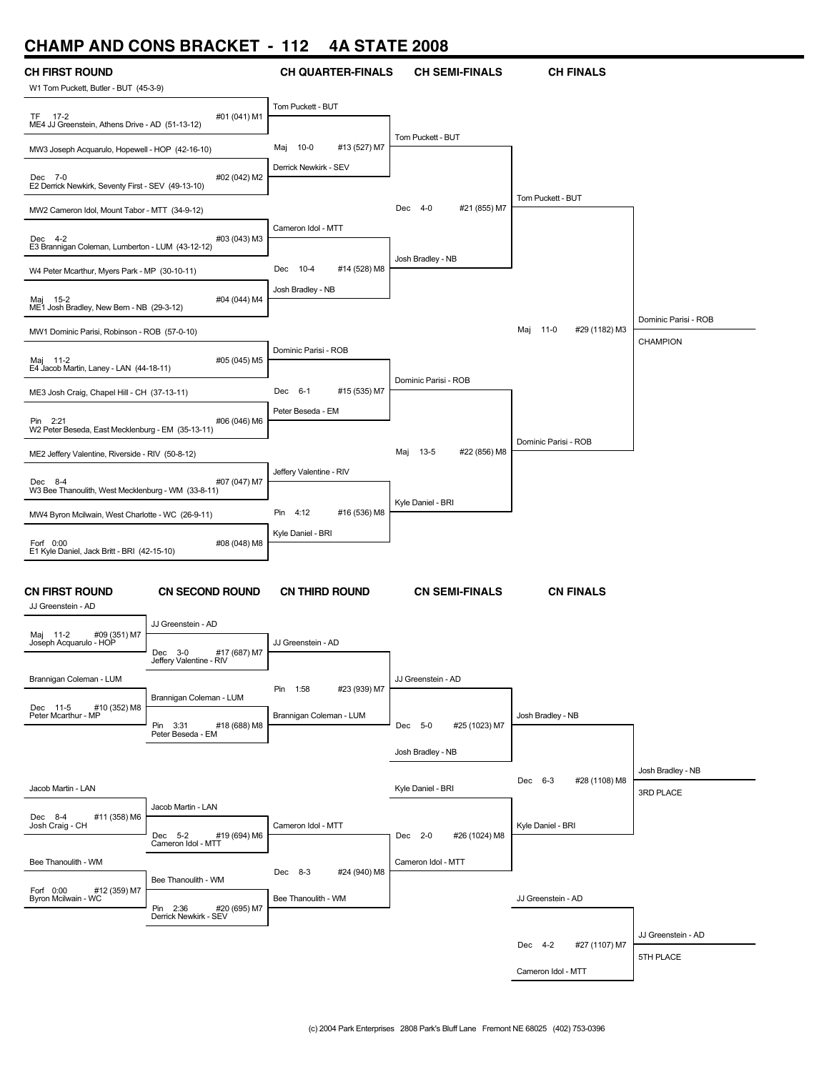# CHAMP AND CONS BRACKET - 112 4A STATE 2008

## CH FIRST ROUND

W1 Tom Puckett, Butler - BUT (45-3-9)
TF 17-2 #01 (041) M1
ME4 JJ Greenstein, Athens Drive - AD (51-13-12)

MW3 Joseph Acquarulo, Hopewell - HOP (42-16-10)
Dec 7-0 #02 (042) M2
E2 Derrick Newkirk, Seventy First - SEV (49-13-10)

MW2 Cameron Idol, Mount Tabor - MTT (34-9-12)
Dec 4-2 #03 (043) M3
E3 Brannigan Coleman, Lumberton - LUM (43-12-12)

W4 Peter Mcarthur, Myers Park - MP (30-10-11)
Maj 15-2 #04 (044) M4
ME1 Josh Bradley, New Bern - NB (29-3-12)

MW1 Dominic Parisi, Robinson - ROB (57-0-10)
Maj 11-2 #05 (045) M5
E4 Jacob Martin, Laney - LAN (44-18-11)

ME3 Josh Craig, Chapel Hill - CH (37-13-11)
Pin 2:21 #06 (046) M6
W2 Peter Beseda, East Mecklenburg - EM (35-13-11)

ME2 Jeffery Valentine, Riverside - RIV (50-8-12)
Dec 8-4 #07 (047) M7
W3 Bee Thanoulith, West Mecklenburg - WM (33-8-11)

MW4 Byron Mcilwain, West Charlotte - WC (26-9-11)
Forf 0:00 #08 (048) M8
E1 Kyle Daniel, Jack Britt - BRI (42-15-10)

## CH QUARTER-FINALS

Tom Puckett - BUT
Maj 10-0 #13 (527) M7
Derrick Newkirk - SEV

Cameron Idol - MTT
Dec 10-4 #14 (528) M8
Josh Bradley - NB

Dominic Parisi - ROB
Dec 6-1 #15 (535) M7
Peter Beseda - EM

Jeffery Valentine - RIV
Pin 4:12 #16 (536) M8
Kyle Daniel - BRI

## CH SEMI-FINALS

Tom Puckett - BUT
Dec 4-0 #21 (855) M7
Josh Bradley - NB

Dominic Parisi - ROB
Maj 13-5 #22 (856) M8
Kyle Daniel - BRI

## CH FINALS

Tom Puckett - BUT
Maj 11-0 #29 (1182) M3
Dominic Parisi - ROB

Dominic Parisi - ROB
CHAMPION

## CN FIRST ROUND

JJ Greenstein - AD
Maj 11-2 #09 (351) M7
Joseph Acquarulo - HOP

Brannigan Coleman - LUM
Dec 11-5 #10 (352) M8
Peter Mcarthur - MP

Jacob Martin - LAN
Dec 8-4 #11 (358) M6
Josh Craig - CH

Bee Thanoulith - WM
Forf 0:00 #12 (359) M7
Byron Mcilwain - WC

## CN SECOND ROUND

JJ Greenstein - AD
Dec 3-0 #17 (687) M7
Jeffery Valentine - RIV

Brannigan Coleman - LUM
Pin 3:31 #18 (688) M8
Peter Beseda - EM

Jacob Martin - LAN
Dec 5-2 #19 (694) M6
Cameron Idol - MTT

Bee Thanoulith - WM
Pin 2:36 #20 (695) M7
Derrick Newkirk - SEV

## CN THIRD ROUND

JJ Greenstein - AD
Pin 1:58 #23 (939) M7
Brannigan Coleman - LUM

Cameron Idol - MTT
Dec 8-3 #24 (940) M8
Bee Thanoulith - WM

## CN SEMI-FINALS

JJ Greenstein - AD
Dec 5-0 #25 (1023) M7
Josh Bradley - NB

Kyle Daniel - BRI
Dec 2-0 #26 (1024) M8
Cameron Idol - MTT

## CN FINALS

Josh Bradley - NB
Dec 6-3 #28 (1108) M8
Kyle Daniel - BRI

Josh Bradley - NB
3RD PLACE

JJ Greenstein - AD
Dec 4-2 #27 (1107) M7
Cameron Idol - MTT

JJ Greenstein - AD
5TH PLACE

(c) 2004 Park Enterprises 2808 Park's Bluff Lane Fremont NE 68025 (402) 753-0396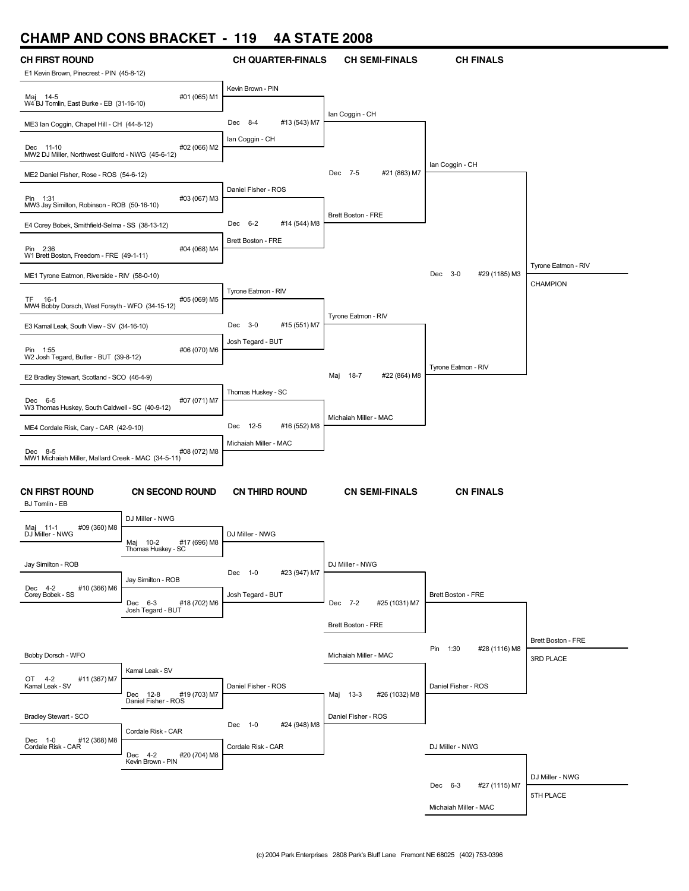# CHAMP AND CONS BRACKET - 119 4A STATE 2008

## CH FIRST ROUND

E1 Kevin Brown, Pinecrest - PIN (45-8-12)
Maj 14-5 — #01 (065) M1
W4 BJ Tomlin, East Burke - EB (31-16-10)

ME3 Ian Coggin, Chapel Hill - CH (44-8-12)
Dec 11-10 — #02 (066) M2
MW2 DJ Miller, Northwest Guilford - NWG (45-6-12)

ME2 Daniel Fisher, Rose - ROS (54-6-12)
Pin 1:31 — #03 (067) M3
MW3 Jay Similton, Robinson - ROB (50-16-10)

E4 Corey Bobek, Smithfield-Selma - SS (38-13-12)
Pin 2:36 — #04 (068) M4
W1 Brett Boston, Freedom - FRE (49-1-11)

ME1 Tyrone Eatmon, Riverside - RIV (58-0-10)
TF 16-1 — #05 (069) M5
MW4 Bobby Dorsch, West Forsyth - WFO (34-15-12)

E3 Kamal Leak, South View - SV (34-16-10)
Pin 1:55 — #06 (070) M6
W2 Josh Tegard, Butler - BUT (39-8-12)

E2 Bradley Stewart, Scotland - SCO (46-4-9)
Dec 6-5 — #07 (071) M7
W3 Thomas Huskey, South Caldwell - SC (40-9-12)

ME4 Cordale Risk, Cary - CAR (42-9-10)
Dec 8-5 — #08 (072) M8
MW1 Michaiah Miller, Mallard Creek - MAC (34-5-11)

## CH QUARTER-FINALS

Kevin Brown - PIN
Dec 8-4 — #13 (543) M7
Ian Coggin - CH

Daniel Fisher - ROS
Dec 6-2 — #14 (544) M8
Brett Boston - FRE

Tyrone Eatmon - RIV
Dec 3-0 — #15 (551) M7
Josh Tegard - BUT

Thomas Huskey - SC
Dec 12-5 — #16 (552) M8
Michaiah Miller - MAC

## CH SEMI-FINALS

Ian Coggin - CH
Dec 7-5 — #21 (863) M7
Brett Boston - FRE

Tyrone Eatmon - RIV
Maj 18-7 — #22 (864) M8
Michaiah Miller - MAC

## CH FINALS

Ian Coggin - CH
Dec 3-0 — #29 (1185) M3
Tyrone Eatmon - RIV

Tyrone Eatmon - RIV — CHAMPION

## CN FIRST ROUND

BJ Tomlin - EB
Maj 11-1 — #09 (360) M8
DJ Miller - NWG

Jay Similton - ROB
Dec 4-2 — #10 (366) M6
Corey Bobek - SS

Bobby Dorsch - WFO
OT 4-2 — #11 (367) M7
Kamal Leak - SV

Bradley Stewart - SCO
Dec 1-0 — #12 (368) M8
Cordale Risk - CAR

## CN SECOND ROUND

DJ Miller - NWG
Maj 10-2 — #17 (696) M8
Thomas Huskey - SC

Jay Similton - ROB
Dec 6-3 — #18 (702) M6
Josh Tegard - BUT

Kamal Leak - SV
Dec 12-8 — #19 (703) M7
Daniel Fisher - ROS

Cordale Risk - CAR
Dec 4-2 — #20 (704) M8
Kevin Brown - PIN

## CN THIRD ROUND

DJ Miller - NWG
Dec 1-0 — #23 (947) M7
Josh Tegard - BUT

Daniel Fisher - ROS
Dec 1-0 — #24 (948) M8
Cordale Risk - CAR

## CN SEMI-FINALS

DJ Miller - NWG
Dec 7-2 — #25 (1031) M7
Brett Boston - FRE

Michaiah Miller - MAC
Maj 13-3 — #26 (1032) M8
Daniel Fisher - ROS

## CN FINALS

Brett Boston - FRE
Pin 1:30 — #28 (1116) M8
Daniel Fisher - ROS

Brett Boston - FRE — 3RD PLACE

DJ Miller - NWG
Dec 6-3 — #27 (1115) M7
Michaiah Miller - MAC

DJ Miller - NWG — 5TH PLACE

(c) 2004 Park Enterprises 2808 Park's Bluff Lane Fremont NE 68025 (402) 753-0396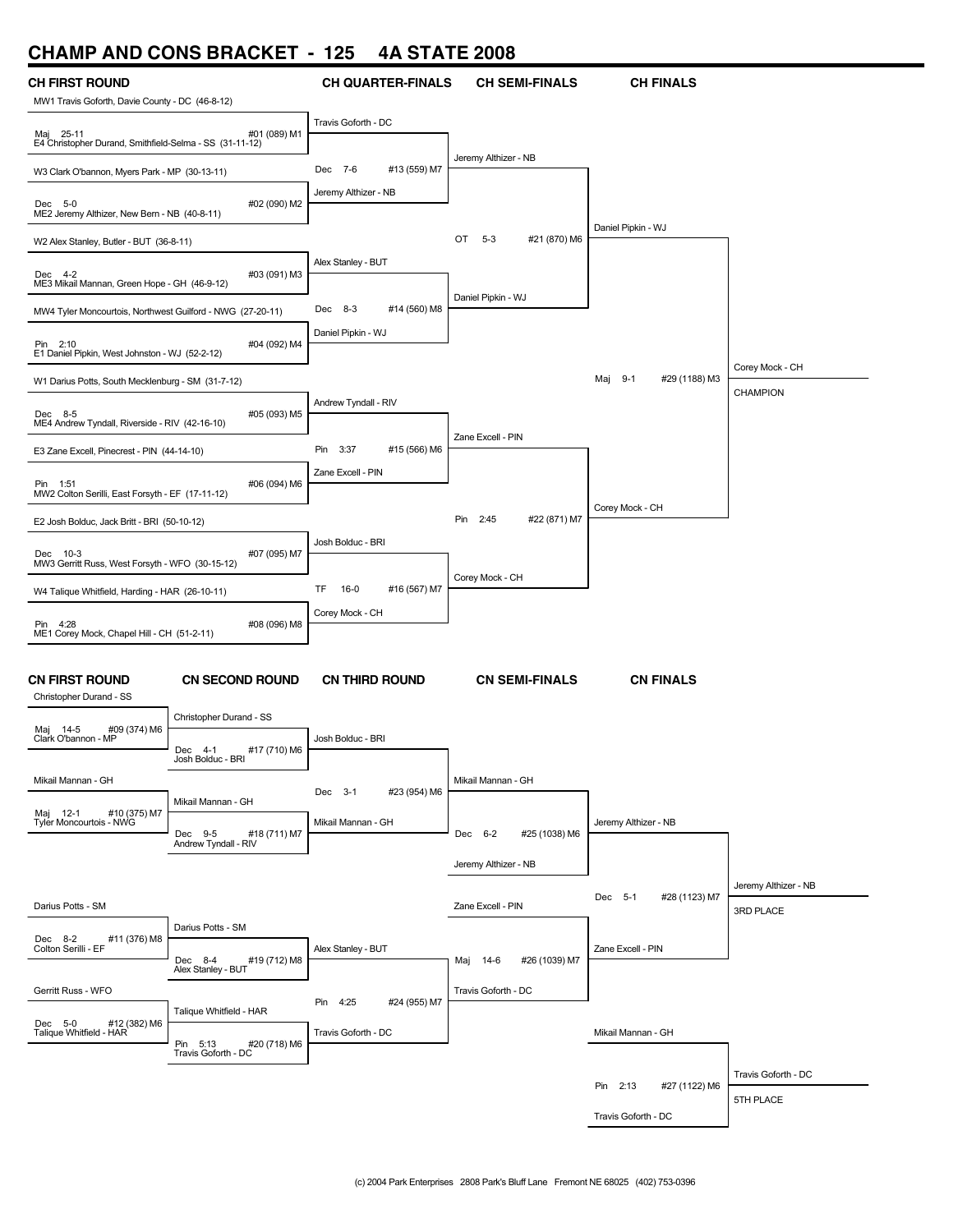# CHAMP AND CONS BRACKET - 125 4A STATE 2008

## CH FIRST ROUND

MW1 Travis Goforth, Davie County - DC (46-8-12)
Maj 25-11 — #01 (089) M1
E4 Christopher Durand, Smithfield-Selma - SS (31-11-12)

W3 Clark O'bannon, Myers Park - MP (30-13-11)
Dec 5-0 — #02 (090) M2
ME2 Jeremy Althizer, New Bern - NB (40-8-11)

W2 Alex Stanley, Butler - BUT (36-8-11)
Dec 4-2 — #03 (091) M3
ME3 Mikail Mannan, Green Hope - GH (46-9-12)

MW4 Tyler Moncourtois, Northwest Guilford - NWG (27-20-11)
Pin 2:10 — #04 (092) M4
E1 Daniel Pipkin, West Johnston - WJ (52-2-12)

W1 Darius Potts, South Mecklenburg - SM (31-7-12)
Dec 8-5 — #05 (093) M5
ME4 Andrew Tyndall, Riverside - RIV (42-16-10)

E3 Zane Excell, Pinecrest - PIN (44-14-10)
Pin 1:51 — #06 (094) M6
MW2 Colton Serilli, East Forsyth - EF (17-11-12)

E2 Josh Bolduc, Jack Britt - BRI (50-10-12)
Dec 10-3 — #07 (095) M7
MW3 Gerritt Russ, West Forsyth - WFO (30-15-12)

W4 Talique Whitfield, Harding - HAR (26-10-11)
Pin 4:28 — #08 (096) M8
ME1 Corey Mock, Chapel Hill - CH (51-2-11)

## CH QUARTER-FINALS

- Travis Goforth - DC
  Dec 7-6 — #13 (559) M7
  Jeremy Althizer - NB
- Alex Stanley - BUT
  Dec 8-3 — #14 (560) M8
  Daniel Pipkin - WJ
- Andrew Tyndall - RIV
  Pin 3:37 — #15 (566) M6
  Zane Excell - PIN
- Josh Bolduc - BRI
  TF 16-0 — #16 (567) M7
  Corey Mock - CH

## CH SEMI-FINALS

- Jeremy Althizer - NB
  OT 5-3 — #21 (870) M6
  Daniel Pipkin - WJ
- Zane Excell - PIN
  Pin 2:45 — #22 (871) M7
  Corey Mock - CH

## CH FINALS

- Daniel Pipkin - WJ
  Maj 9-1 — #29 (1188) M3
  Corey Mock - CH

**Corey Mock - CH — CHAMPION**

## CN FIRST ROUND

- Christopher Durand - SS
  Maj 14-5 — #09 (374) M6
  Clark O'bannon - MP
- Mikail Mannan - GH
  Maj 12-1 — #10 (375) M7
  Tyler Moncourtois - NWG
- Darius Potts - SM
  Dec 8-2 — #11 (376) M8
  Colton Serilli - EF
- Gerritt Russ - WFO
  Dec 5-0 — #12 (382) M6
  Talique Whitfield - HAR

## CN SECOND ROUND

- Christopher Durand - SS
  Dec 4-1 — #17 (710) M6
  Josh Bolduc - BRI
- Mikail Mannan - GH
  Dec 9-5 — #18 (711) M7
  Andrew Tyndall - RIV
- Darius Potts - SM
  Dec 8-4 — #19 (712) M8
  Alex Stanley - BUT
- Talique Whitfield - HAR
  Pin 5:13 — #20 (718) M6
  Travis Goforth - DC

## CN THIRD ROUND

- Josh Bolduc - BRI
  Dec 3-1 — #23 (954) M6
  Mikail Mannan - GH
- Alex Stanley - BUT
  Pin 4:25 — #24 (955) M7
  Travis Goforth - DC

## CN SEMI-FINALS

- Mikail Mannan - GH
  Dec 6-2 — #25 (1038) M6
  Jeremy Althizer - NB
- Zane Excell - PIN
  Maj 14-6 — #26 (1039) M7
  Travis Goforth - DC

## CN FINALS

- Jeremy Althizer - NB
  Dec 5-1 — #28 (1123) M7
  Zane Excell - PIN

**Jeremy Althizer - NB — 3RD PLACE**

- Mikail Mannan - GH
  Pin 2:13 — #27 (1122) M6
  Travis Goforth - DC

**Travis Goforth - DC — 5TH PLACE**

(c) 2004 Park Enterprises 2808 Park's Bluff Lane Fremont NE 68025 (402) 753-0396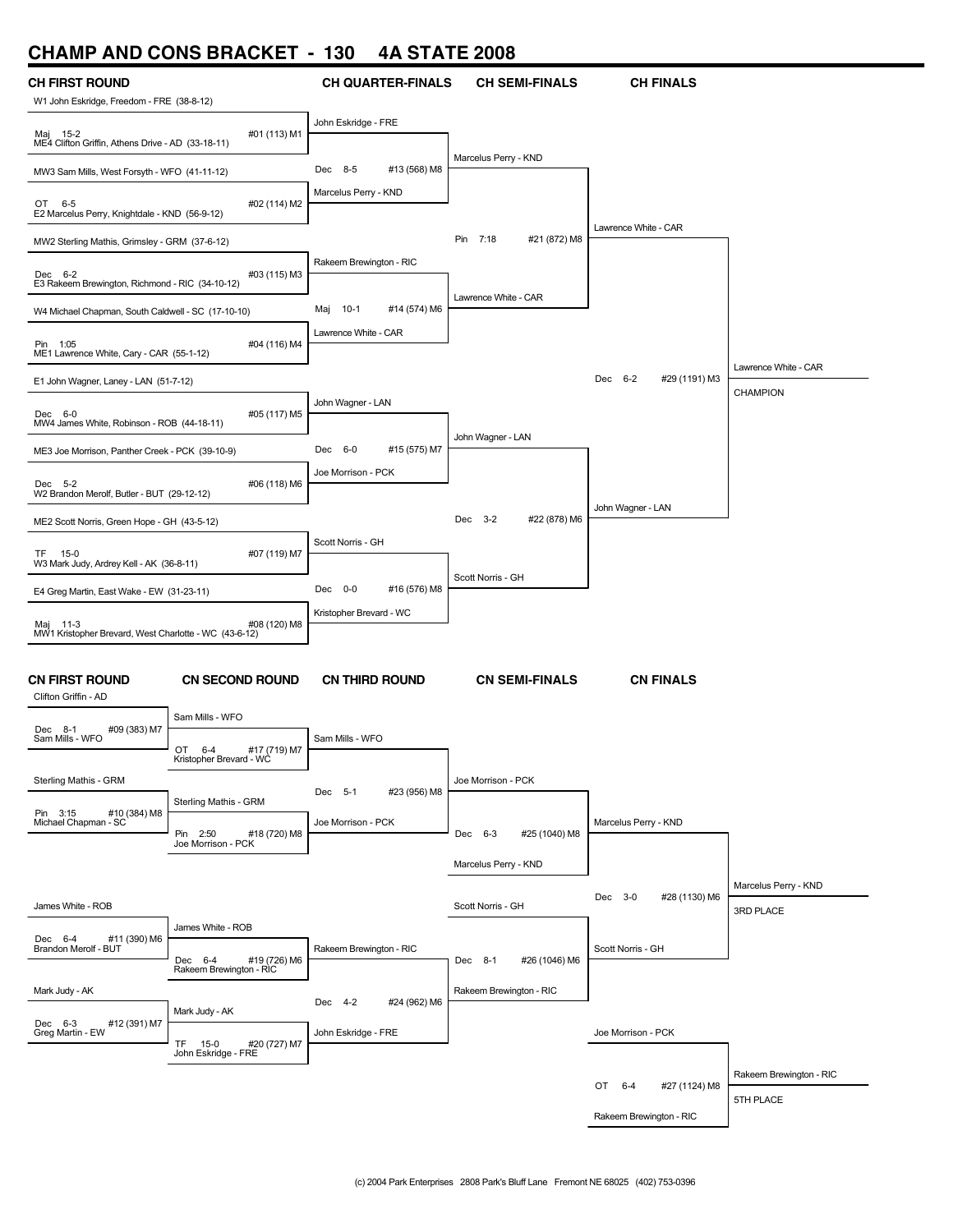# CHAMP AND CONS BRACKET - 130 4A STATE 2008

## CH FIRST ROUND

- W1 John Eskridge, Freedom - FRE (38-8-12)
- Maj 15-2 — #01 (113) M1
- ME4 Clifton Griffin, Athens Drive - AD (33-18-11)
- MW3 Sam Mills, West Forsyth - WFO (41-11-12)
- OT 6-5 — #02 (114) M2
- E2 Marcelus Perry, Knightdale - KND (56-9-12)
- MW2 Sterling Mathis, Grimsley - GRM (37-6-12)
- Dec 6-2 — #03 (115) M3
- E3 Rakeem Brewington, Richmond - RIC (34-10-12)
- W4 Michael Chapman, South Caldwell - SC (17-10-10)
- Pin 1:05 — #04 (116) M4
- ME1 Lawrence White, Cary - CAR (55-1-12)
- E1 John Wagner, Laney - LAN (51-7-12)
- Dec 6-0 — #05 (117) M5
- MW4 James White, Robinson - ROB (44-18-11)
- ME3 Joe Morrison, Panther Creek - PCK (39-10-9)
- Dec 5-2 — #06 (118) M6
- W2 Brandon Merolf, Butler - BUT (29-12-12)
- ME2 Scott Norris, Green Hope - GH (43-5-12)
- TF 15-0 — #07 (119) M7
- W3 Mark Judy, Ardrey Kell - AK (36-8-11)
- E4 Greg Martin, East Wake - EW (31-23-11)
- Maj 11-3 — #08 (120) M8
- MW1 Kristopher Brevard, West Charlotte - WC (43-6-12)

## CH QUARTER-FINALS

- John Eskridge - FRE
- Dec 8-5 — #13 (568) M8
- Marcelus Perry - KND
- Rakeem Brewington - RIC
- Maj 10-1 — #14 (574) M6
- Lawrence White - CAR
- John Wagner - LAN
- Dec 6-0 — #15 (575) M7
- Joe Morrison - PCK
- Scott Norris - GH
- Dec 0-0 — #16 (576) M8
- Kristopher Brevard - WC

## CH SEMI-FINALS

- Marcelus Perry - KND
- Pin 7:18 — #21 (872) M8
- Lawrence White - CAR
- John Wagner - LAN
- Dec 3-2 — #22 (878) M6
- Scott Norris - GH

## CH FINALS

- Lawrence White - CAR
- Dec 6-2 — #29 (1191) M3
- John Wagner - LAN

**Lawrence White - CAR — CHAMPION**

## CN FIRST ROUND

- Clifton Griffin - AD
- Dec 8-1 — #09 (383) M7
- Sam Mills - WFO
- Sterling Mathis - GRM
- Pin 3:15 — #10 (384) M8
- Michael Chapman - SC
- James White - ROB
- Dec 6-4 — #11 (390) M6
- Brandon Merolf - BUT
- Mark Judy - AK
- Dec 6-3 — #12 (391) M7
- Greg Martin - EW

## CN SECOND ROUND

- Sam Mills - WFO
- OT 6-4 — #17 (719) M7
- Kristopher Brevard - WC
- Sterling Mathis - GRM
- Pin 2:50 — #18 (720) M8
- Joe Morrison - PCK
- James White - ROB
- Dec 6-4 — #19 (726) M6
- Rakeem Brewington - RIC
- Mark Judy - AK
- TF 15-0 — #20 (727) M7
- John Eskridge - FRE

## CN THIRD ROUND

- Sam Mills - WFO
- Dec 5-1 — #23 (956) M8
- Joe Morrison - PCK
- Rakeem Brewington - RIC
- Dec 4-2 — #24 (962) M6
- John Eskridge - FRE

## CN SEMI-FINALS

- Joe Morrison - PCK
- Dec 6-3 — #25 (1040) M8
- Marcelus Perry - KND
- Scott Norris - GH
- Dec 8-1 — #26 (1046) M6
- Rakeem Brewington - RIC

## CN FINALS

- Marcelus Perry - KND
- Dec 3-0 — #28 (1130) M6
- Scott Norris - GH

**Marcelus Perry - KND — 3RD PLACE**

- Joe Morrison - PCK
- OT 6-4 — #27 (1124) M8
- Rakeem Brewington - RIC

**Rakeem Brewington - RIC — 5TH PLACE**

(c) 2004 Park Enterprises 2808 Park's Bluff Lane Fremont NE 68025 (402) 753-0396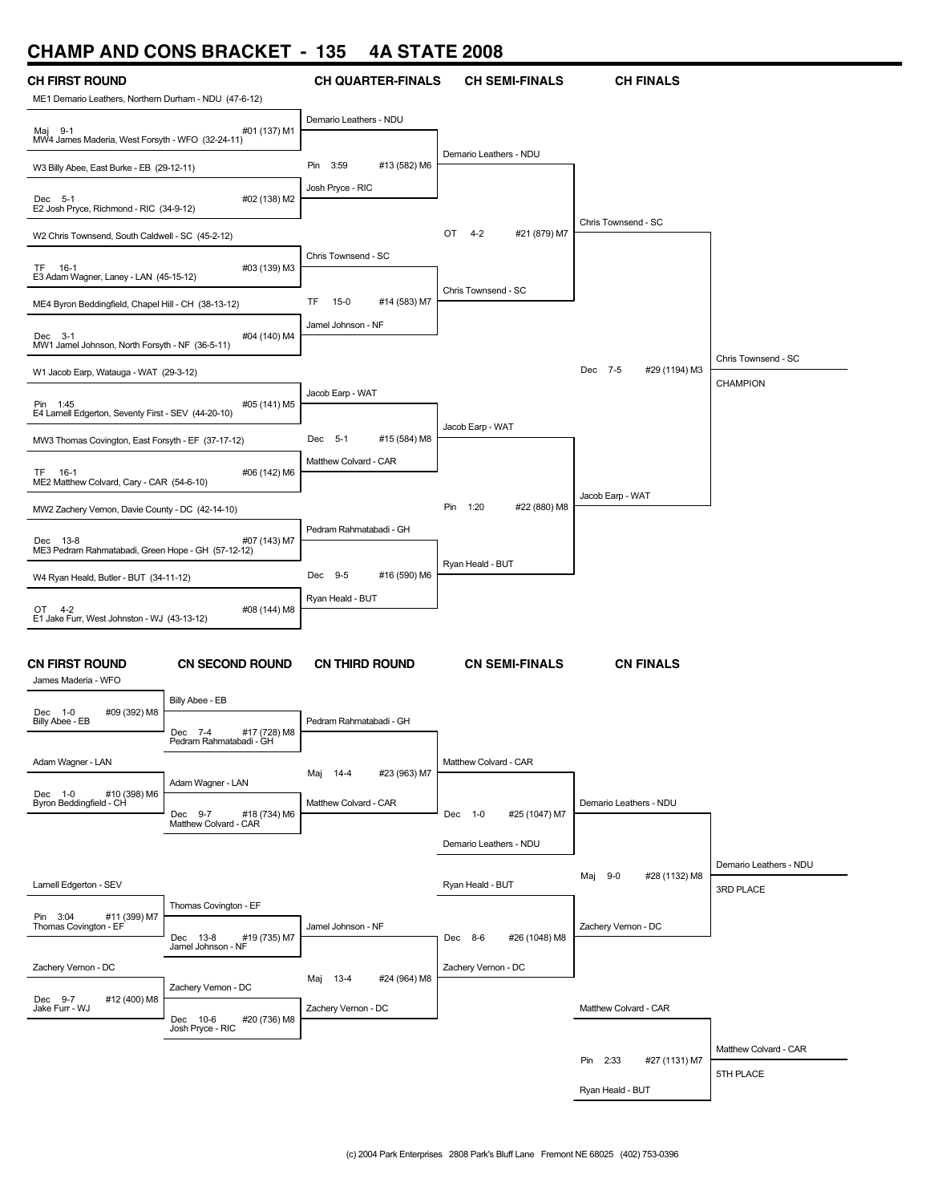# CHAMP AND CONS BRACKET - 135 4A STATE 2008

## CH FIRST ROUND

ME1 Demario Leathers, Northern Durham - NDU (47-6-12)
Maj 9-1 #01 (137) M1
MW4 James Maderia, West Forsyth - WFO (32-24-11)

W3 Billy Abee, East Burke - EB (29-12-11)
Dec 5-1 #02 (138) M2
E2 Josh Pryce, Richmond - RIC (34-9-12)

W2 Chris Townsend, South Caldwell - SC (45-2-12)
TF 16-1 #03 (139) M3
E3 Adam Wagner, Laney - LAN (45-15-12)

ME4 Byron Beddingfield, Chapel Hill - CH (38-13-12)
Dec 3-1 #04 (140) M4
MW1 Jamel Johnson, North Forsyth - NF (36-5-11)

W1 Jacob Earp, Watauga - WAT (29-3-12)
Pin 1:45 #05 (141) M5
E4 Larnell Edgerton, Seventy First - SEV (44-20-10)

MW3 Thomas Covington, East Forsyth - EF (37-17-12)
TF 16-1 #06 (142) M6
ME2 Matthew Colvard, Cary - CAR (54-6-10)

MW2 Zachery Vernon, Davie County - DC (42-14-10)
Dec 13-8 #07 (143) M7
ME3 Pedram Rahmatabadi, Green Hope - GH (57-12-12)

W4 Ryan Heald, Butler - BUT (34-11-12)
OT 4-2 #08 (144) M8
E1 Jake Furr, West Johnston - WJ (43-13-12)

## CH QUARTER-FINALS

Demario Leathers - NDU
Pin 3:59 #13 (582) M6
Josh Pryce - RIC

Chris Townsend - SC
TF 15-0 #14 (583) M7
Jamel Johnson - NF

Jacob Earp - WAT
Dec 5-1 #15 (584) M8
Matthew Colvard - CAR

Pedram Rahmatabadi - GH
Dec 9-5 #16 (590) M6
Ryan Heald - BUT

## CH SEMI-FINALS

Demario Leathers - NDU
OT 4-2 #21 (879) M7
Chris Townsend - SC

Jacob Earp - WAT
Pin 1:20 #22 (880) M8
Ryan Heald - BUT

## CH FINALS

Chris Townsend - SC
Dec 7-5 #29 (1194) M3
Jacob Earp - WAT

Chris Townsend - SC
CHAMPION

## CN FIRST ROUND

James Maderia - WFO
Dec 1-0 #09 (392) M8
Billy Abee - EB

Adam Wagner - LAN
Dec 1-0 #10 (398) M6
Byron Beddingfield - CH

Larnell Edgerton - SEV
Pin 3:04 #11 (399) M7
Thomas Covington - EF

Zachery Vernon - DC
Dec 9-7 #12 (400) M8
Jake Furr - WJ

## CN SECOND ROUND

Billy Abee - EB
Dec 7-4 #17 (728) M8
Pedram Rahmatabadi - GH

Adam Wagner - LAN
Dec 9-7 #18 (734) M6
Matthew Colvard - CAR

Thomas Covington - EF
Dec 13-8 #19 (735) M7
Jamel Johnson - NF

Zachery Vernon - DC
Dec 10-6 #20 (736) M8
Josh Pryce - RIC

## CN THIRD ROUND

Pedram Rahmatabadi - GH
Maj 14-4 #23 (963) M7
Matthew Colvard - CAR

Jamel Johnson - NF
Maj 13-4 #24 (964) M8
Zachery Vernon - DC

## CN SEMI-FINALS

Matthew Colvard - CAR
Dec 1-0 #25 (1047) M7
Demario Leathers - NDU

Ryan Heald - BUT
Dec 8-6 #26 (1048) M8
Zachery Vernon - DC

## CN FINALS

Demario Leathers - NDU
Maj 9-0 #28 (1132) M8
Zachery Vernon - DC

Demario Leathers - NDU
3RD PLACE

Matthew Colvard - CAR
Pin 2:33 #27 (1131) M7
Ryan Heald - BUT

Matthew Colvard - CAR
5TH PLACE

(c) 2004 Park Enterprises 2808 Park's Bluff Lane Fremont NE 68025 (402) 753-0396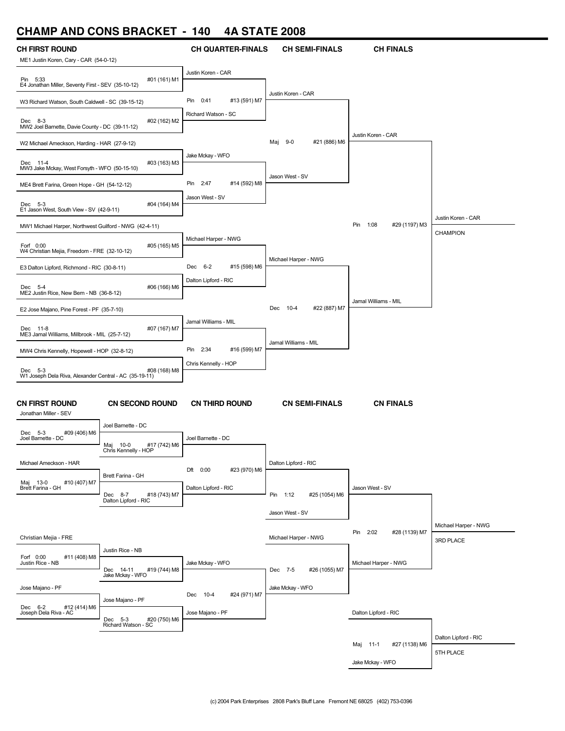# CHAMP AND CONS BRACKET - 140 4A STATE 2008

## CH FIRST ROUND

ME1 Justin Koren, Cary - CAR (54-0-12)
Pin 5:33 #01 (161) M1
E4 Jonathan Miller, Seventy First - SEV (35-10-12)

W3 Richard Watson, South Caldwell - SC (39-15-12)
Dec 8-3 #02 (162) M2
MW2 Joel Barnette, Davie County - DC (39-11-12)

W2 Michael Ameckson, Harding - HAR (27-9-12)
Dec 11-4 #03 (163) M3
MW3 Jake Mckay, West Forsyth - WFO (50-15-10)

ME4 Brett Farina, Green Hope - GH (54-12-12)
Dec 5-3 #04 (164) M4
E1 Jason West, South View - SV (42-9-11)

MW1 Michael Harper, Northwest Guilford - NWG (42-4-11)
Forf 0:00 #05 (165) M5
W4 Christian Mejia, Freedom - FRE (32-10-12)

E3 Dalton Lipford, Richmond - RIC (30-8-11)
Dec 5-4 #06 (166) M6
ME2 Justin Rice, New Bern - NB (36-8-12)

E2 Jose Majano, Pine Forest - PF (35-7-10)
Dec 11-8 #07 (167) M7
ME3 Jamal Williams, Millbrook - MIL (25-7-12)

MW4 Chris Kennelly, Hopewell - HOP (32-8-12)
Dec 5-3 #08 (168) M8
W1 Joseph Dela Riva, Alexander Central - AC (35-19-11)

## CH QUARTER-FINALS

Justin Koren - CAR
Pin 0:41 #13 (591) M7
Richard Watson - SC

Jake Mckay - WFO
Pin 2:47 #14 (592) M8
Jason West - SV

Michael Harper - NWG
Dec 6-2 #15 (598) M6
Dalton Lipford - RIC

Jamal Williams - MIL
Pin 2:34 #16 (599) M7
Chris Kennelly - HOP

## CH SEMI-FINALS

Justin Koren - CAR
Maj 9-0 #21 (886) M6
Jason West - SV

Michael Harper - NWG
Dec 10-4 #22 (887) M7
Jamal Williams - MIL

## CH FINALS

Justin Koren - CAR
Pin 1:08 #29 (1197) M3
Jamal Williams - MIL

Justin Koren - CAR
CHAMPION

## CN FIRST ROUND

Jonathan Miller - SEV
Dec 5-3 #09 (406) M6
Joel Barnette - DC

Michael Ameckson - HAR
Maj 13-0 #10 (407) M7
Brett Farina - GH

Christian Mejia - FRE
Forf 0:00 #11 (408) M8
Justin Rice - NB

Jose Majano - PF
Dec 6-2 #12 (414) M6
Joseph Dela Riva - AC

## CN SECOND ROUND

Joel Barnette - DC
Maj 10-0 #17 (742) M6
Chris Kennelly - HOP

Brett Farina - GH
Dec 8-7 #18 (743) M7
Dalton Lipford - RIC

Justin Rice - NB
Dec 14-11 #19 (744) M8
Jake Mckay - WFO

Jose Majano - PF
Dec 5-3 #20 (750) M6
Richard Watson - SC

## CN THIRD ROUND

Joel Barnette - DC
Dft 0:00 #23 (970) M6
Dalton Lipford - RIC

Jake Mckay - WFO
Dec 10-4 #24 (971) M7
Jose Majano - PF

## CN SEMI-FINALS

Dalton Lipford - RIC
Pin 1:12 #25 (1054) M6
Jason West - SV

Michael Harper - NWG
Dec 7-5 #26 (1055) M7
Jake Mckay - WFO

## CN FINALS

Jason West - SV
Pin 2:02 #28 (1139) M7
Michael Harper - NWG

Michael Harper - NWG
3RD PLACE

Dalton Lipford - RIC
Maj 11-1 #27 (1138) M6
Jake Mckay - WFO

Dalton Lipford - RIC
5TH PLACE

(c) 2004 Park Enterprises 2808 Park's Bluff Lane Fremont NE 68025 (402) 753-0396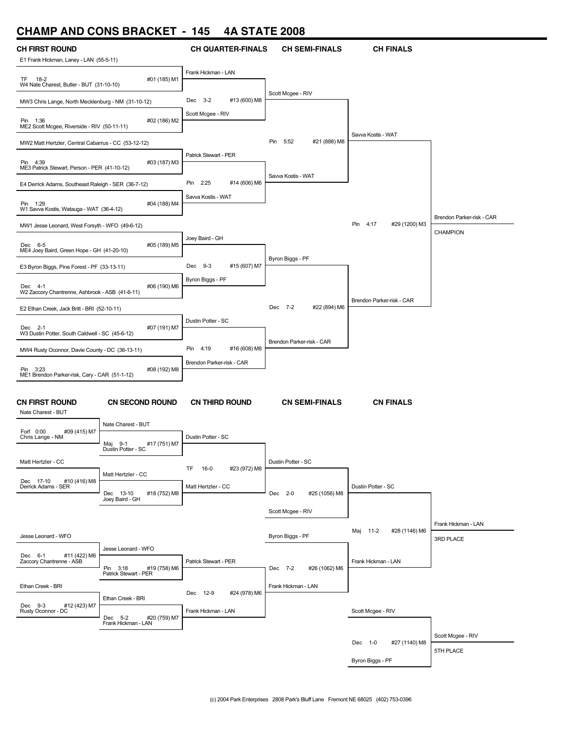# CHAMP AND CONS BRACKET - 145 4A STATE 2008

## CH FIRST ROUND

E1 Frank Hickman, Laney - LAN (55-5-11)
TF 18-2 — #01 (185) M1
W4 Nate Charest, Butler - BUT (31-10-10)

MW3 Chris Lange, North Mecklenburg - NM (31-10-12)
Pin 1:36 — #02 (186) M2
ME2 Scott Mcgee, Riverside - RIV (50-11-11)

MW2 Matt Hertzler, Central Cabarrus - CC (53-12-12)
Pin 4:39 — #03 (187) M3
ME3 Patrick Stewart, Person - PER (41-10-12)

E4 Derrick Adams, Southeast Raleigh - SER (36-7-12)
Pin 1:29 — #04 (188) M4
W1 Savva Kostis, Watauga - WAT (36-4-12)

MW1 Jesse Leonard, West Forsyth - WFO (49-6-12)
Dec 6-5 — #05 (189) M5
ME4 Joey Baird, Green Hope - GH (41-20-10)

E3 Byron Biggs, Pine Forest - PF (33-13-11)
Dec 4-1 — #06 (190) M6
W2 Zaccory Chantrenne, Ashbrook - ASB (41-6-11)

E2 Ethan Creek, Jack Britt - BRI (52-10-11)
Dec 2-1 — #07 (191) M7
W3 Dustin Potter, South Caldwell - SC (45-6-12)

MW4 Rusty Oconnor, Davie County - DC (36-13-11)
Pin 3:23 — #08 (192) M8
ME1 Brendon Parker-risk, Cary - CAR (51-1-12)

## CH QUARTER-FINALS

Frank Hickman - LAN
Dec 3-2 — #13 (600) M8
Scott Mcgee - RIV

Patrick Stewart - PER
Pin 2:25 — #14 (606) M6
Savva Kostis - WAT

Joey Baird - GH
Dec 9-3 — #15 (607) M7
Byron Biggs - PF

Dustin Potter - SC
Pin 4:19 — #16 (608) M8
Brendon Parker-risk - CAR

## CH SEMI-FINALS

Scott Mcgee - RIV
Pin 5:52 — #21 (888) M8
Savva Kostis - WAT

Byron Biggs - PF
Dec 7-2 — #22 (894) M6
Brendon Parker-risk - CAR

## CH FINALS

Savva Kostis - WAT
Pin 4:17 — #29 (1200) M3
Brendon Parker-risk - CAR

Brendon Parker-risk - CAR
CHAMPION

## CN FIRST ROUND

Nate Charest - BUT
Forf 0:00 — #09 (415) M7
Chris Lange - NM

Matt Hertzler - CC
Dec 17-10 — #10 (416) M8
Derrick Adams - SER

Jesse Leonard - WFO
Dec 6-1 — #11 (422) M6
Zaccory Chantrenne - ASB

Ethan Creek - BRI
Dec 9-3 — #12 (423) M7
Rusty Oconnor - DC

## CN SECOND ROUND

Nate Charest - BUT
Maj 9-1 — #17 (751) M7
Dustin Potter - SC

Matt Hertzler - CC
Dec 13-10 — #18 (752) M8
Joey Baird - GH

Jesse Leonard - WFO
Pin 3:18 — #19 (758) M6
Patrick Stewart - PER

Ethan Creek - BRI
Dec 5-2 — #20 (759) M7
Frank Hickman - LAN

## CN THIRD ROUND

Dustin Potter - SC
TF 16-0 — #23 (972) M8
Matt Hertzler - CC

Patrick Stewart - PER
Dec 12-9 — #24 (978) M6
Frank Hickman - LAN

## CN SEMI-FINALS

Dustin Potter - SC
Dec 2-0 — #25 (1056) M8
Scott Mcgee - RIV

Byron Biggs - PF
Dec 7-2 — #26 (1062) M6
Frank Hickman - LAN

## CN FINALS

Dustin Potter - SC
Maj 11-2 — #28 (1146) M6
Frank Hickman - LAN

Frank Hickman - LAN
3RD PLACE

Scott Mcgee - RIV
Dec 1-0 — #27 (1140) M8
Byron Biggs - PF

Scott Mcgee - RIV
5TH PLACE

(c) 2004 Park Enterprises 2808 Park's Bluff Lane Fremont NE 68025 (402) 753-0396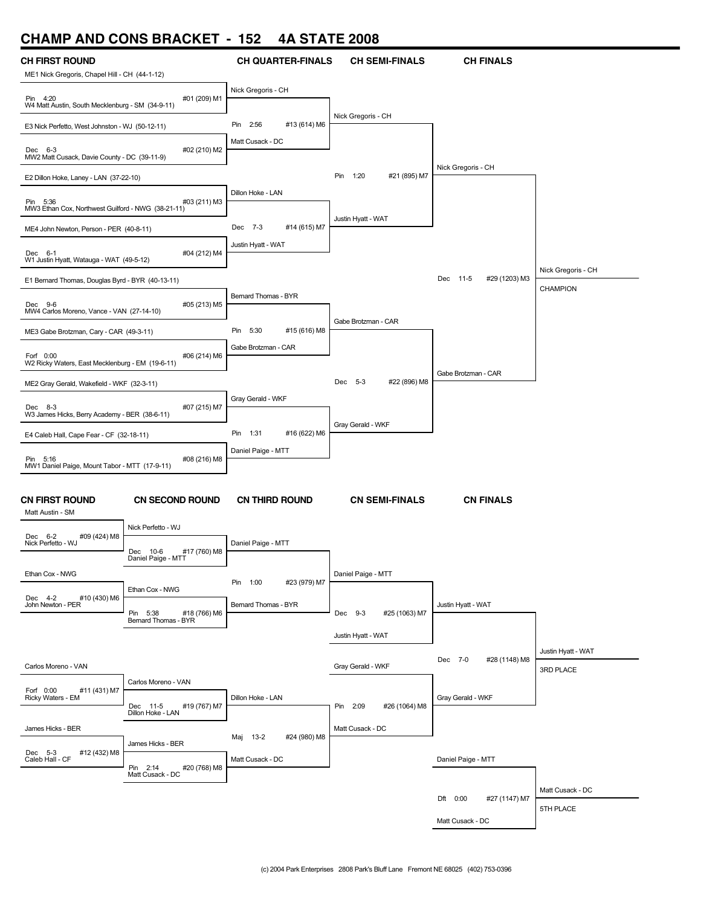# CHAMP AND CONS BRACKET - 152 4A STATE 2008

## CH FIRST ROUND

ME1 Nick Gregoris, Chapel Hill - CH (44-1-12)
Pin 4:20 — #01 (209) M1
W4 Matt Austin, South Mecklenburg - SM (34-9-11)

E3 Nick Perfetto, West Johnston - WJ (50-12-11)
Dec 6-3 — #02 (210) M2
MW2 Matt Cusack, Davie County - DC (39-11-9)

E2 Dillon Hoke, Laney - LAN (37-22-10)
Pin 5:36 — #03 (211) M3
MW3 Ethan Cox, Northwest Guilford - NWG (38-21-11)

ME4 John Newton, Person - PER (40-8-11)
Dec 6-1 — #04 (212) M4
W1 Justin Hyatt, Watauga - WAT (49-5-12)

E1 Bernard Thomas, Douglas Byrd - BYR (40-13-11)
Dec 9-6 — #05 (213) M5
MW4 Carlos Moreno, Vance - VAN (27-14-10)

ME3 Gabe Brotzman, Cary - CAR (49-3-11)
Forf 0:00 — #06 (214) M6
W2 Ricky Waters, East Mecklenburg - EM (19-6-11)

ME2 Gray Gerald, Wakefield - WKF (32-3-11)
Dec 8-3 — #07 (215) M7
W3 James Hicks, Berry Academy - BER (38-6-11)

E4 Caleb Hall, Cape Fear - CF (32-18-11)
Pin 5:16 — #08 (216) M8
MW1 Daniel Paige, Mount Tabor - MTT (17-9-11)

## CH QUARTER-FINALS

Nick Gregoris - CH
Pin 2:56 — #13 (614) M6
Matt Cusack - DC

Dillon Hoke - LAN
Dec 7-3 — #14 (615) M7
Justin Hyatt - WAT

Bernard Thomas - BYR
Pin 5:30 — #15 (616) M8
Gabe Brotzman - CAR

Gray Gerald - WKF
Pin 1:31 — #16 (622) M6
Daniel Paige - MTT

## CH SEMI-FINALS

Nick Gregoris - CH
Pin 1:20 — #21 (895) M7
Justin Hyatt - WAT

Gabe Brotzman - CAR
Dec 5-3 — #22 (896) M8
Gray Gerald - WKF

## CH FINALS

Nick Gregoris - CH
Dec 11-5 — #29 (1203) M3
Gabe Brotzman - CAR

Nick Gregoris - CH
CHAMPION

## CN FIRST ROUND

Matt Austin - SM
Dec 6-2 — #09 (424) M8
Nick Perfetto - WJ

Ethan Cox - NWG
Dec 4-2 — #10 (430) M6
John Newton - PER

Carlos Moreno - VAN
Forf 0:00 — #11 (431) M7
Ricky Waters - EM

James Hicks - BER
Dec 5-3 — #12 (432) M8
Caleb Hall - CF

## CN SECOND ROUND

Nick Perfetto - WJ
Dec 10-6 — #17 (760) M8
Daniel Paige - MTT

Ethan Cox - NWG
Pin 5:38 — #18 (766) M6
Bernard Thomas - BYR

Carlos Moreno - VAN
Dec 11-5 — #19 (767) M7
Dillon Hoke - LAN

James Hicks - BER
Pin 2:14 — #20 (768) M8
Matt Cusack - DC

## CN THIRD ROUND

Daniel Paige - MTT
Pin 1:00 — #23 (979) M7
Bernard Thomas - BYR

Dillon Hoke - LAN
Maj 13-2 — #24 (980) M8
Matt Cusack - DC

## CN SEMI-FINALS

Daniel Paige - MTT
Dec 9-3 — #25 (1063) M7
Justin Hyatt - WAT

Gray Gerald - WKF
Pin 2:09 — #26 (1064) M8
Matt Cusack - DC

## CN FINALS

Justin Hyatt - WAT
Dec 7-0 — #28 (1148) M8
Gray Gerald - WKF

Justin Hyatt - WAT
3RD PLACE

Daniel Paige - MTT
Dft 0:00 — #27 (1147) M7
Matt Cusack - DC

Matt Cusack - DC
5TH PLACE

(c) 2004 Park Enterprises 2808 Park's Bluff Lane Fremont NE 68025 (402) 753-0396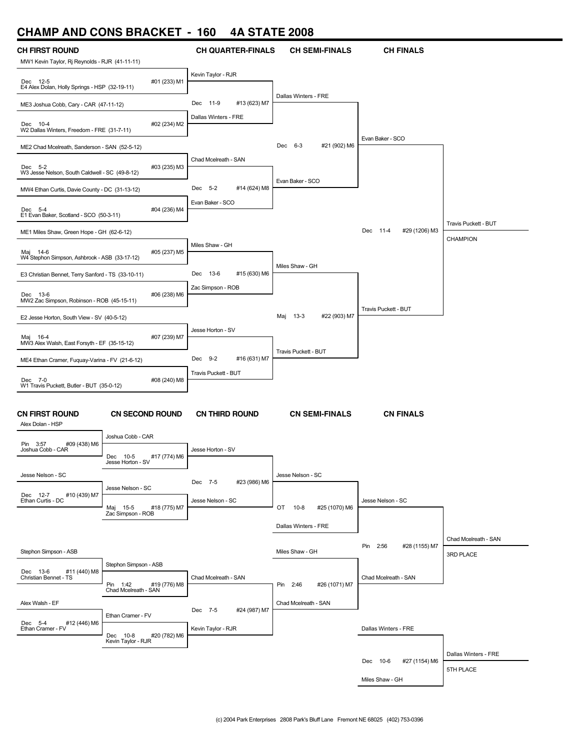# CHAMP AND CONS BRACKET - 160 4A STATE 2008

## CH FIRST ROUND

| Matchup | Result | Bout |
|---|---|---|
| MW1 Kevin Taylor, Rj Reynolds - RJR (41-11-11) vs E4 Alex Dolan, Holly Springs - HSP (32-19-11) | Dec 12-5 | #01 (233) M1 |
| ME3 Joshua Cobb, Cary - CAR (47-11-12) vs W2 Dallas Winters, Freedom - FRE (31-7-11) | Dec 10-4 | #02 (234) M2 |
| ME2 Chad Mcelreath, Sanderson - SAN (52-5-12) vs W3 Jesse Nelson, South Caldwell - SC (49-8-12) | Dec 5-2 | #03 (235) M3 |
| MW4 Ethan Curtis, Davie County - DC (31-13-12) vs E1 Evan Baker, Scotland - SCO (50-3-11) | Dec 5-4 | #04 (236) M4 |
| ME1 Miles Shaw, Green Hope - GH (62-6-12) vs W4 Stephon Simpson, Ashbrook - ASB (33-17-12) | Maj 14-6 | #05 (237) M5 |
| E3 Christian Bennet, Terry Sanford - TS (33-10-11) vs MW2 Zac Simpson, Robinson - ROB (45-15-11) | Dec 13-6 | #06 (238) M6 |
| E2 Jesse Horton, South View - SV (40-5-12) vs MW3 Alex Walsh, East Forsyth - EF (35-15-12) | Maj 16-4 | #07 (239) M7 |
| ME4 Ethan Cramer, Fuquay-Varina - FV (21-6-12) vs W1 Travis Puckett, Butler - BUT (35-0-12) | Dec 7-0 | #08 (240) M8 |

## CH QUARTER-FINALS

| Matchup | Result | Bout |
|---|---|---|
| Kevin Taylor - RJR vs Dallas Winters - FRE | Dec 11-9 | #13 (623) M7 |
| Chad Mcelreath - SAN vs Evan Baker - SCO | Dec 5-2 | #14 (624) M8 |
| Miles Shaw - GH vs Zac Simpson - ROB | Dec 13-6 | #15 (630) M6 |
| Jesse Horton - SV vs Travis Puckett - BUT | Dec 9-2 | #16 (631) M7 |

## CH SEMI-FINALS

| Matchup | Result | Bout |
|---|---|---|
| Dallas Winters - FRE vs Evan Baker - SCO | Dec 6-3 | #21 (902) M6 |
| Miles Shaw - GH vs Travis Puckett - BUT | Maj 13-3 | #22 (903) M7 |

## CH FINALS

| Matchup | Result | Bout |
|---|---|---|
| Evan Baker - SCO vs Travis Puckett - BUT | Dec 11-4 | #29 (1206) M3 |

Travis Puckett - BUT — CHAMPION

## CN FIRST ROUND

| Matchup | Result | Bout |
|---|---|---|
| Alex Dolan - HSP vs Joshua Cobb - CAR | Pin 3:57 | #09 (438) M6 |
| Jesse Nelson - SC vs Ethan Curtis - DC | Dec 12-7 | #10 (439) M7 |
| Stephon Simpson - ASB vs Christian Bennet - TS | Dec 13-6 | #11 (440) M8 |
| Alex Walsh - EF vs Ethan Cramer - FV | Dec 5-4 | #12 (446) M6 |

## CN SECOND ROUND

| Matchup | Result | Bout |
|---|---|---|
| Joshua Cobb - CAR vs Jesse Horton - SV | Dec 10-5 | #17 (774) M6 |
| Jesse Nelson - SC vs Zac Simpson - ROB | Maj 15-5 | #18 (775) M7 |
| Stephon Simpson - ASB vs Chad Mcelreath - SAN | Pin 1:42 | #19 (776) M8 |
| Ethan Cramer - FV vs Kevin Taylor - RJR | Dec 10-8 | #20 (782) M6 |

## CN THIRD ROUND

| Matchup | Result | Bout |
|---|---|---|
| Jesse Horton - SV vs Jesse Nelson - SC | Dec 7-5 | #23 (986) M6 |
| Chad Mcelreath - SAN vs Kevin Taylor - RJR | Dec 7-5 | #24 (987) M7 |

## CN SEMI-FINALS

| Matchup | Result | Bout |
|---|---|---|
| Jesse Nelson - SC vs Dallas Winters - FRE | OT 10-8 | #25 (1070) M6 |
| Miles Shaw - GH vs Chad Mcelreath - SAN | Pin 2:46 | #26 (1071) M7 |

## CN FINALS

| Matchup | Result | Bout |
|---|---|---|
| Jesse Nelson - SC vs Chad Mcelreath - SAN | Pin 2:56 | #28 (1155) M7 |
| Dallas Winters - FRE vs Miles Shaw - GH | Dec 10-6 | #27 (1154) M6 |

Chad Mcelreath - SAN — 3RD PLACE

Dallas Winters - FRE — 5TH PLACE

(c) 2004 Park Enterprises 2808 Park's Bluff Lane Fremont NE 68025 (402) 753-0396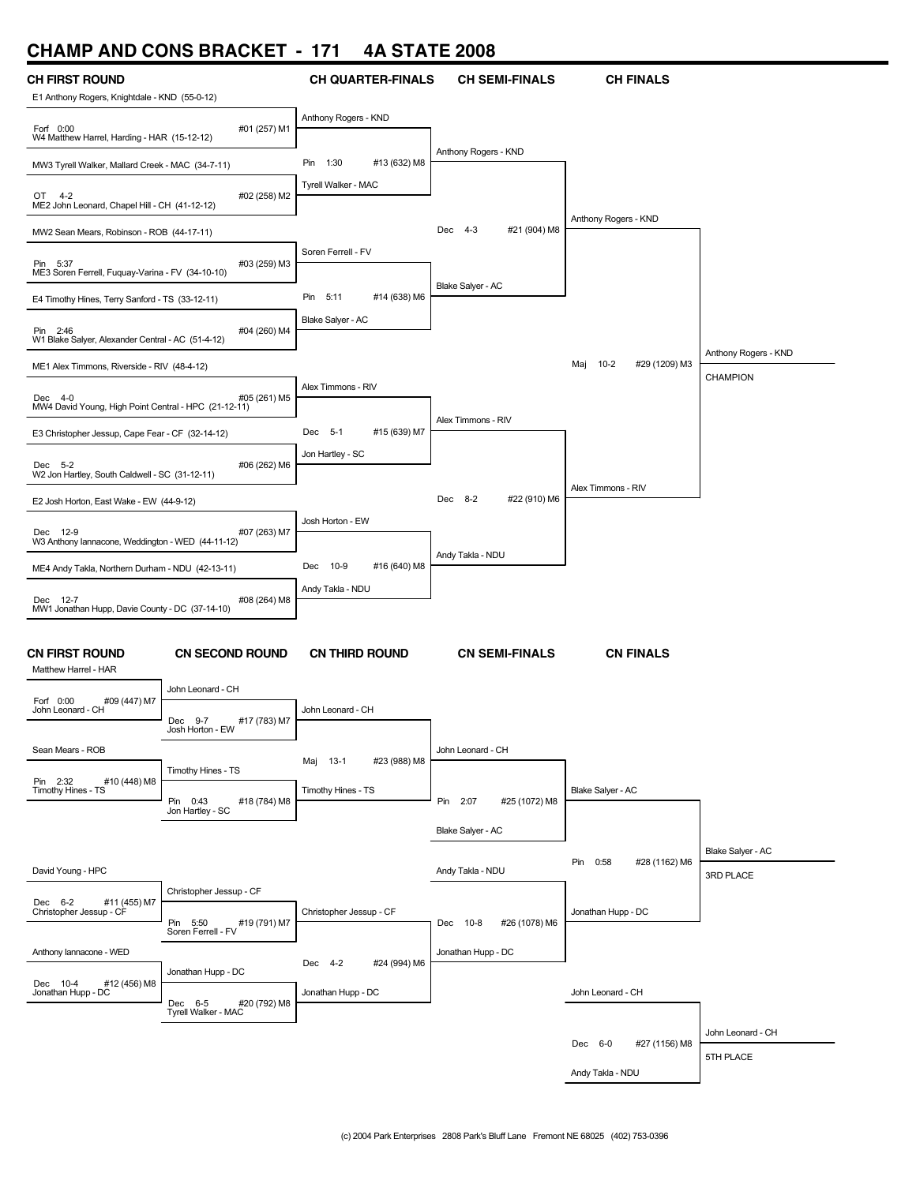# CHAMP AND CONS BRACKET - 171 4A STATE 2008

## CH FIRST ROUND

E1 Anthony Rogers, Knightdale - KND (55-0-12)
Forf 0:00 #01 (257) M1
W4 Matthew Harrel, Harding - HAR (15-12-12)

MW3 Tyrell Walker, Mallard Creek - MAC (34-7-11)
OT 4-2 #02 (258) M2
ME2 John Leonard, Chapel Hill - CH (41-12-12)

MW2 Sean Mears, Robinson - ROB (44-17-11)
Pin 5:37 #03 (259) M3
ME3 Soren Ferrell, Fuquay-Varina - FV (34-10-10)

E4 Timothy Hines, Terry Sanford - TS (33-12-11)
Pin 2:46 #04 (260) M4
W1 Blake Salyer, Alexander Central - AC (51-4-12)

ME1 Alex Timmons, Riverside - RIV (48-4-12)
Dec 4-0 #05 (261) M5
MW4 David Young, High Point Central - HPC (21-12-11)

E3 Christopher Jessup, Cape Fear - CF (32-14-12)
Dec 5-2 #06 (262) M6
W2 Jon Hartley, South Caldwell - SC (31-12-11)

E2 Josh Horton, East Wake - EW (44-9-12)
Dec 12-9 #07 (263) M7
W3 Anthony Iannacone, Weddington - WED (44-11-12)

ME4 Andy Takla, Northern Durham - NDU (42-13-11)
Dec 12-7 #08 (264) M8
MW1 Jonathan Hupp, Davie County - DC (37-14-10)

## CH QUARTER-FINALS

Anthony Rogers - KND
Pin 1:30 #13 (632) M8
Tyrell Walker - MAC

Soren Ferrell - FV
Pin 5:11 #14 (638) M6
Blake Salyer - AC

Alex Timmons - RIV
Dec 5-1 #15 (639) M7
Jon Hartley - SC

Josh Horton - EW
Dec 10-9 #16 (640) M8
Andy Takla - NDU

## CH SEMI-FINALS

Anthony Rogers - KND
Dec 4-3 #21 (904) M8
Blake Salyer - AC

Alex Timmons - RIV
Dec 8-2 #22 (910) M6
Andy Takla - NDU

## CH FINALS

Anthony Rogers - KND
Maj 10-2 #29 (1209) M3
Alex Timmons - RIV

Anthony Rogers - KND
CHAMPION

## CN FIRST ROUND

Matthew Harrel - HAR
Forf 0:00 #09 (447) M7
John Leonard - CH

Sean Mears - ROB
Pin 2:32 #10 (448) M8
Timothy Hines - TS

David Young - HPC
Dec 6-2 #11 (455) M7
Christopher Jessup - CF

Anthony Iannacone - WED
Dec 10-4 #12 (456) M8
Jonathan Hupp - DC

## CN SECOND ROUND

John Leonard - CH
Dec 9-7 #17 (783) M7
Josh Horton - EW

Timothy Hines - TS
Pin 0:43 #18 (784) M8
Jon Hartley - SC

Christopher Jessup - CF
Pin 5:50 #19 (791) M7
Soren Ferrell - FV

Jonathan Hupp - DC
Dec 6-5 #20 (792) M8
Tyrell Walker - MAC

## CN THIRD ROUND

John Leonard - CH
Maj 13-1 #23 (988) M8
Timothy Hines - TS

Christopher Jessup - CF
Dec 4-2 #24 (994) M6
Jonathan Hupp - DC

## CN SEMI-FINALS

John Leonard - CH
Pin 2:07 #25 (1072) M8
Blake Salyer - AC

Andy Takla - NDU
Dec 10-8 #26 (1078) M6
Jonathan Hupp - DC

## CN FINALS

Blake Salyer - AC
Pin 0:58 #28 (1162) M6
Jonathan Hupp - DC

Blake Salyer - AC
3RD PLACE

John Leonard - CH
Dec 6-0 #27 (1156) M8
Andy Takla - NDU

John Leonard - CH
5TH PLACE

(c) 2004 Park Enterprises 2808 Park's Bluff Lane Fremont NE 68025 (402) 753-0396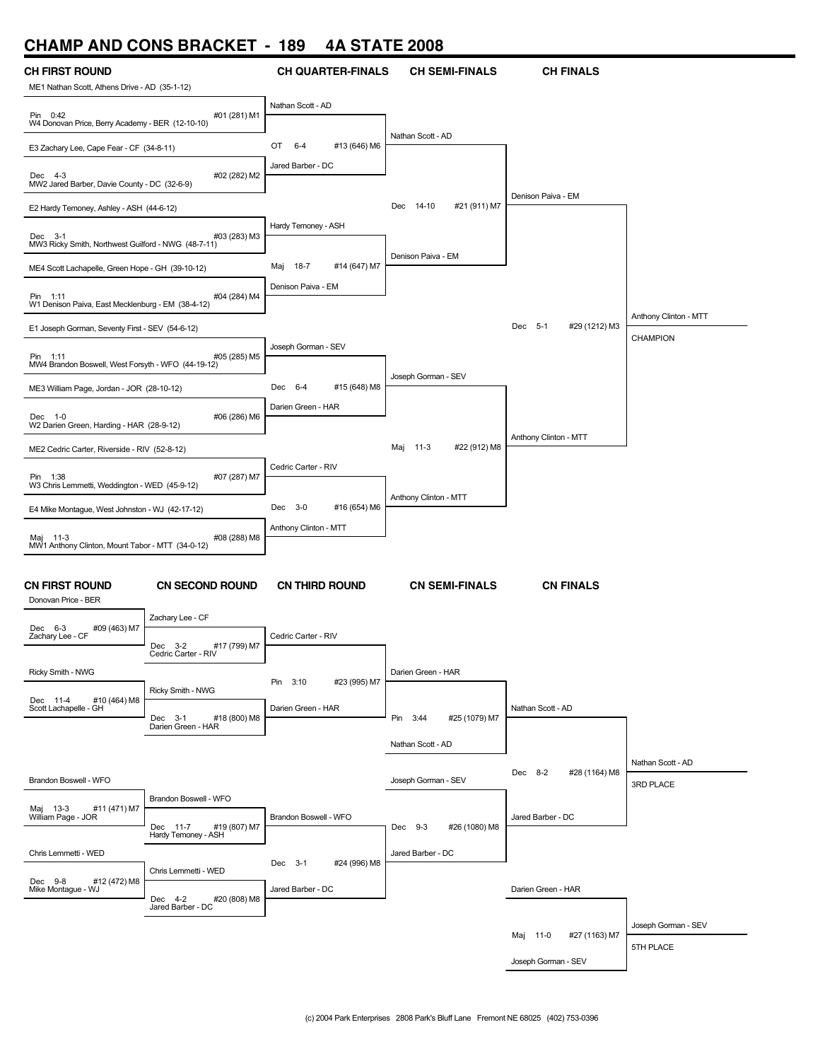# CHAMP AND CONS BRACKET - 189 4A STATE 2008

## CH FIRST ROUND

ME1 Nathan Scott, Athens Drive - AD (35-1-12)
Pin 0:42 — #01 (281) M1
W4 Donovan Price, Berry Academy - BER (12-10-10)

E3 Zachary Lee, Cape Fear - CF (34-8-11)
Dec 4-3 — #02 (282) M2
MW2 Jared Barber, Davie County - DC (32-6-9)

E2 Hardy Temoney, Ashley - ASH (44-6-12)
Dec 3-1 — #03 (283) M3
MW3 Ricky Smith, Northwest Guilford - NWG (48-7-11)

ME4 Scott Lachapelle, Green Hope - GH (39-10-12)
Pin 1:11 — #04 (284) M4
W1 Denison Paiva, East Mecklenburg - EM (38-4-12)

E1 Joseph Gorman, Seventy First - SEV (54-6-12)
Pin 1:11 — #05 (285) M5
MW4 Brandon Boswell, West Forsyth - WFO (44-19-12)

ME3 William Page, Jordan - JOR (28-10-12)
Dec 1-0 — #06 (286) M6
W2 Darien Green, Harding - HAR (28-9-12)

ME2 Cedric Carter, Riverside - RIV (52-8-12)
Pin 1:38 — #07 (287) M7
W3 Chris Lemmetti, Weddington - WED (45-9-12)

E4 Mike Montague, West Johnston - WJ (42-17-12)
Maj 11-3 — #08 (288) M8
MW1 Anthony Clinton, Mount Tabor - MTT (34-0-12)

## CH QUARTER-FINALS

Nathan Scott - AD
OT 6-4 — #13 (646) M6
Jared Barber - DC

Hardy Temoney - ASH
Maj 18-7 — #14 (647) M7
Denison Paiva - EM

Joseph Gorman - SEV
Dec 6-4 — #15 (648) M8
Darien Green - HAR

Cedric Carter - RIV
Dec 3-0 — #16 (654) M6
Anthony Clinton - MTT

## CH SEMI-FINALS

Nathan Scott - AD
Dec 14-10 — #21 (911) M7
Denison Paiva - EM

Joseph Gorman - SEV
Maj 11-3 — #22 (912) M8
Anthony Clinton - MTT

## CH FINALS

Denison Paiva - EM
Dec 5-1 — #29 (1212) M3
Anthony Clinton - MTT

**Anthony Clinton - MTT — CHAMPION**

## CN FIRST ROUND

Donovan Price - BER
Dec 6-3 — #09 (463) M7
Zachary Lee - CF

Ricky Smith - NWG
Dec 11-4 — #10 (464) M8
Scott Lachapelle - GH

Brandon Boswell - WFO
Maj 13-3 — #11 (471) M7
William Page - JOR

Chris Lemmetti - WED
Dec 9-8 — #12 (472) M8
Mike Montague - WJ

## CN SECOND ROUND

Zachary Lee - CF
Dec 3-2 — #17 (799) M7
Cedric Carter - RIV

Ricky Smith - NWG
Dec 3-1 — #18 (800) M8
Darien Green - HAR

Brandon Boswell - WFO
Dec 11-7 — #19 (807) M7
Hardy Temoney - ASH

Chris Lemmetti - WED
Dec 4-2 — #20 (808) M8
Jared Barber - DC

## CN THIRD ROUND

Cedric Carter - RIV
Pin 3:10 — #23 (995) M7
Darien Green - HAR

Brandon Boswell - WFO
Dec 3-1 — #24 (996) M8
Jared Barber - DC

## CN SEMI-FINALS

Darien Green - HAR
Pin 3:44 — #25 (1079) M7
Nathan Scott - AD

Joseph Gorman - SEV
Dec 9-3 — #26 (1080) M8
Jared Barber - DC

## CN FINALS

Nathan Scott - AD
Dec 8-2 — #28 (1164) M8
Jared Barber - DC

**Nathan Scott - AD — 3RD PLACE**

Darien Green - HAR
Maj 11-0 — #27 (1163) M7
Joseph Gorman - SEV

**Joseph Gorman - SEV — 5TH PLACE**

(c) 2004 Park Enterprises 2808 Park's Bluff Lane Fremont NE 68025 (402) 753-0396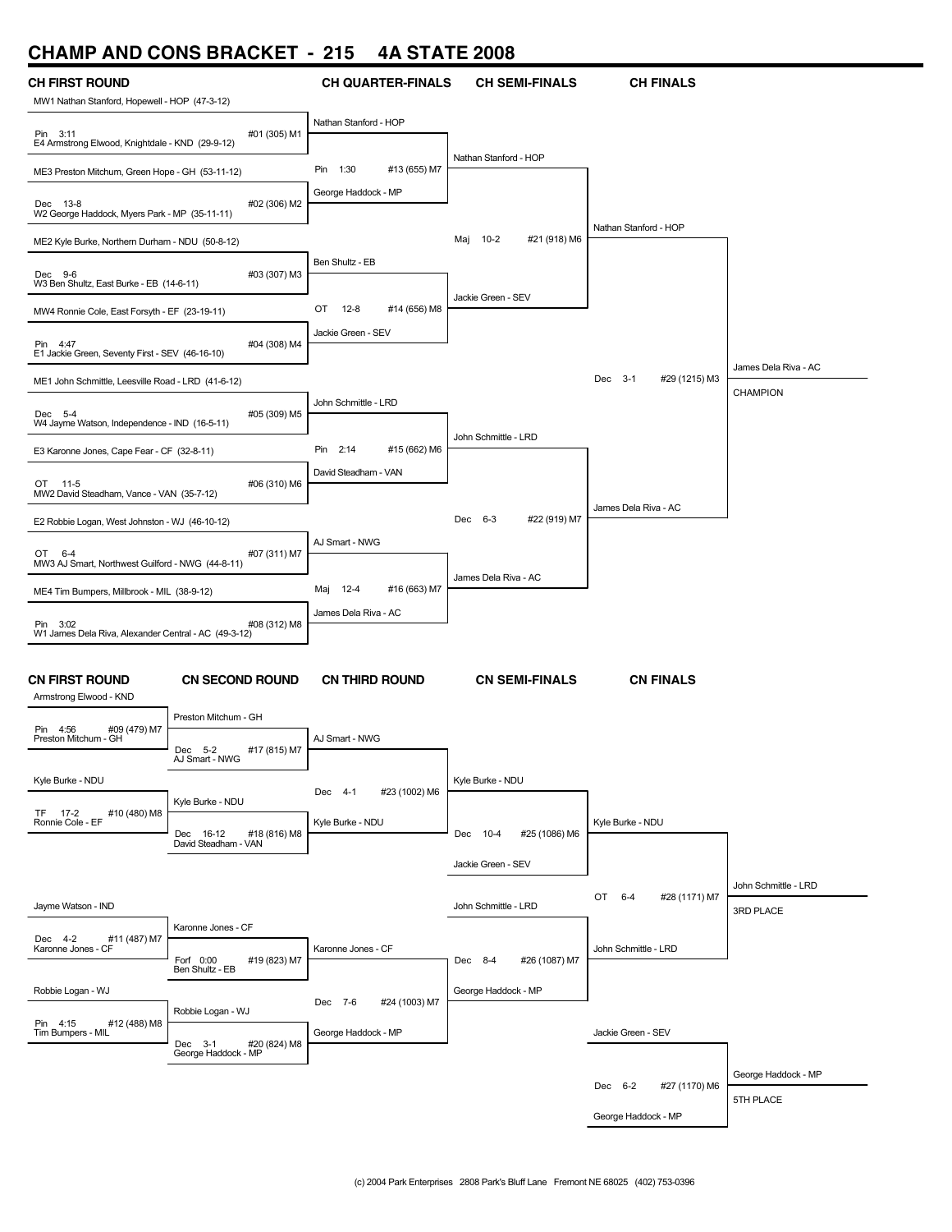# CHAMP AND CONS BRACKET - 215 4A STATE 2008

## CH FIRST ROUND

| Wrestler | Result | Bout |
|---|---|---|
| MW1 Nathan Stanford, Hopewell - HOP (47-3-12) | Pin 3:11 | #01 (305) M1 |
| E4 Armstrong Elwood, Knightdale - KND (29-9-12) | | |
| ME3 Preston Mitchum, Green Hope - GH (53-11-12) | Dec 13-8 | #02 (306) M2 |
| W2 George Haddock, Myers Park - MP (35-11-11) | | |
| ME2 Kyle Burke, Northern Durham - NDU (50-8-12) | Dec 9-6 | #03 (307) M3 |
| W3 Ben Shultz, East Burke - EB (14-6-11) | | |
| MW4 Ronnie Cole, East Forsyth - EF (23-19-11) | Pin 4:47 | #04 (308) M4 |
| E1 Jackie Green, Seventy First - SEV (46-16-10) | | |
| ME1 John Schmittle, Leesville Road - LRD (41-6-12) | Dec 5-4 | #05 (309) M5 |
| W4 Jayme Watson, Independence - IND (16-5-11) | | |
| E3 Karonne Jones, Cape Fear - CF (32-8-11) | OT 11-5 | #06 (310) M6 |
| MW2 David Steadham, Vance - VAN (35-7-12) | | |
| E2 Robbie Logan, West Johnston - WJ (46-10-12) | OT 6-4 | #07 (311) M7 |
| MW3 AJ Smart, Northwest Guilford - NWG (44-8-11) | | |
| ME4 Tim Bumpers, Millbrook - MIL (38-9-12) | Pin 3:02 | #08 (312) M8 |
| W1 James Dela Riva, Alexander Central - AC (49-3-12) | | |

## CH QUARTER-FINALS

| Winner | Result | Bout |
|---|---|---|
| Nathan Stanford - HOP | Pin 1:30 | #13 (655) M7 |
| George Haddock - MP | | |
| Ben Shultz - EB | OT 12-8 | #14 (656) M8 |
| Jackie Green - SEV | | |
| John Schmittle - LRD | Pin 2:14 | #15 (662) M6 |
| David Steadham - VAN | | |
| AJ Smart - NWG | Maj 12-4 | #16 (663) M7 |
| James Dela Riva - AC | | |

## CH SEMI-FINALS

| Winner | Result | Bout |
|---|---|---|
| Nathan Stanford - HOP | Maj 10-2 | #21 (918) M6 |
| Jackie Green - SEV | | |
| John Schmittle - LRD | Dec 6-3 | #22 (919) M7 |
| James Dela Riva - AC | | |

## CH FINALS

| Winner | Result | Bout |
|---|---|---|
| Nathan Stanford - HOP | Dec 3-1 | #29 (1215) M3 |
| James Dela Riva - AC | | |

**James Dela Riva - AC — CHAMPION**

## CN FIRST ROUND

| Wrestler | Result | Bout |
|---|---|---|
| Armstrong Elwood - KND | Pin 4:56 | #09 (479) M7 |
| Preston Mitchum - GH | | |
| Kyle Burke - NDU | TF 17-2 | #10 (480) M8 |
| Ronnie Cole - EF | | |
| Jayme Watson - IND | Dec 4-2 | #11 (487) M7 |
| Karonne Jones - CF | | |
| Robbie Logan - WJ | Pin 4:15 | #12 (488) M8 |
| Tim Bumpers - MIL | | |

## CN SECOND ROUND

| Wrestler | Result | Bout |
|---|---|---|
| Preston Mitchum - GH | Dec 5-2 | #17 (815) M7 |
| AJ Smart - NWG | | |
| Kyle Burke - NDU | Dec 16-12 | #18 (816) M8 |
| David Steadham - VAN | | |
| Karonne Jones - CF | Forf 0:00 | #19 (823) M7 |
| Ben Shultz - EB | | |
| Robbie Logan - WJ | Dec 3-1 | #20 (824) M8 |
| George Haddock - MP | | |

## CN THIRD ROUND

| Wrestler | Result | Bout |
|---|---|---|
| AJ Smart - NWG | Dec 4-1 | #23 (1002) M6 |
| Kyle Burke - NDU | | |
| Karonne Jones - CF | Dec 7-6 | #24 (1003) M7 |
| George Haddock - MP | | |

## CN SEMI-FINALS

| Wrestler | Result | Bout |
|---|---|---|
| Kyle Burke - NDU | Dec 10-4 | #25 (1086) M6 |
| Jackie Green - SEV | | |
| John Schmittle - LRD | Dec 8-4 | #26 (1087) M7 |
| George Haddock - MP | | |

## CN FINALS

| Wrestler | Result | Bout |
|---|---|---|
| Kyle Burke - NDU | OT 6-4 | #28 (1171) M7 |
| John Schmittle - LRD | | |
| Jackie Green - SEV | Dec 6-2 | #27 (1170) M6 |
| George Haddock - MP | | |

**John Schmittle - LRD — 3RD PLACE**

**George Haddock - MP — 5TH PLACE**

(c) 2004 Park Enterprises 2808 Park's Bluff Lane Fremont NE 68025 (402) 753-0396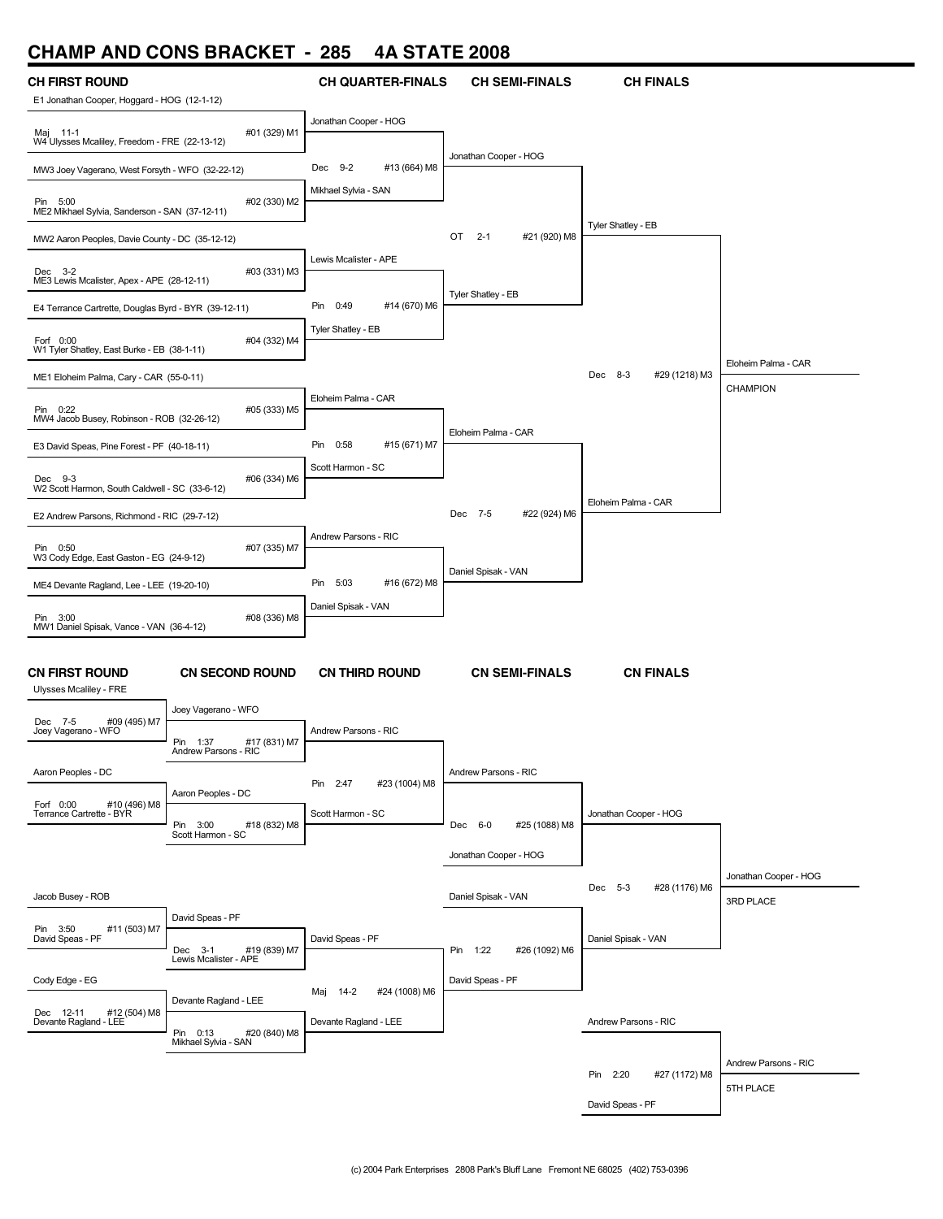# CHAMP AND CONS BRACKET - 285 4A STATE 2008

## CH FIRST ROUND

E1 Jonathan Cooper, Hoggard - HOG (12-1-12)
Maj 11-1 — #01 (329) M1
W4 Ulysses Mcaliley, Freedom - FRE (22-13-12)

MW3 Joey Vagerano, West Forsyth - WFO (32-22-12)
Pin 5:00 — #02 (330) M2
ME2 Mikhael Sylvia, Sanderson - SAN (37-12-11)

MW2 Aaron Peoples, Davie County - DC (35-12-12)
Dec 3-2 — #03 (331) M3
ME3 Lewis Mcalister, Apex - APE (28-12-11)

E4 Terrance Cartrette, Douglas Byrd - BYR (39-12-11)
Forf 0:00 — #04 (332) M4
W1 Tyler Shatley, East Burke - EB (38-1-11)

ME1 Eloheim Palma, Cary - CAR (55-0-11)
Pin 0:22 — #05 (333) M5
MW4 Jacob Busey, Robinson - ROB (32-26-12)

E3 David Speas, Pine Forest - PF (40-18-11)
Dec 9-3 — #06 (334) M6
W2 Scott Harmon, South Caldwell - SC (33-6-12)

E2 Andrew Parsons, Richmond - RIC (29-7-12)
Pin 0:50 — #07 (335) M7
W3 Cody Edge, East Gaston - EG (24-9-12)

ME4 Devante Ragland, Lee - LEE (19-20-10)
Pin 3:00 — #08 (336) M8
MW1 Daniel Spisak, Vance - VAN (36-4-12)

## CH QUARTER-FINALS

Jonathan Cooper - HOG
Dec 9-2 — #13 (664) M8
Mikhael Sylvia - SAN

Lewis Mcalister - APE
Pin 0:49 — #14 (670) M6
Tyler Shatley - EB

Eloheim Palma - CAR
Pin 0:58 — #15 (671) M7
Scott Harmon - SC

Andrew Parsons - RIC
Pin 5:03 — #16 (672) M8
Daniel Spisak - VAN

## CH SEMI-FINALS

Jonathan Cooper - HOG
OT 2-1 — #21 (920) M8
Tyler Shatley - EB

Eloheim Palma - CAR
Dec 7-5 — #22 (924) M6
Daniel Spisak - VAN

## CH FINALS

Tyler Shatley - EB
Dec 8-3 — #29 (1218) M3
Eloheim Palma - CAR

Eloheim Palma - CAR
CHAMPION

## CN FIRST ROUND

Ulysses Mcaliley - FRE
Dec 7-5 — #09 (495) M7
Joey Vagerano - WFO

Aaron Peoples - DC
Forf 0:00 — #10 (496) M8
Terrance Cartrette - BYR

Jacob Busey - ROB
Pin 3:50 — #11 (503) M7
David Speas - PF

Cody Edge - EG
Dec 12-11 — #12 (504) M8
Devante Ragland - LEE

## CN SECOND ROUND

Joey Vagerano - WFO
Pin 1:37 — #17 (831) M7
Andrew Parsons - RIC

Aaron Peoples - DC
Pin 3:00 — #18 (832) M8
Scott Harmon - SC

David Speas - PF
Dec 3-1 — #19 (839) M7
Lewis Mcalister - APE

Devante Ragland - LEE
Pin 0:13 — #20 (840) M8
Mikhael Sylvia - SAN

## CN THIRD ROUND

Andrew Parsons - RIC
Pin 2:47 — #23 (1004) M8
Scott Harmon - SC

David Speas - PF
Maj 14-2 — #24 (1008) M6
Devante Ragland - LEE

## CN SEMI-FINALS

Andrew Parsons - RIC
Dec 6-0 — #25 (1088) M8
Jonathan Cooper - HOG

Daniel Spisak - VAN
Pin 1:22 — #26 (1092) M6
David Speas - PF

## CN FINALS

Jonathan Cooper - HOG
Dec 5-3 — #28 (1176) M6
Daniel Spisak - VAN

Jonathan Cooper - HOG
3RD PLACE

Andrew Parsons - RIC
Pin 2:20 — #27 (1172) M8
David Speas - PF

Andrew Parsons - RIC
5TH PLACE

(c) 2004 Park Enterprises 2808 Park's Bluff Lane Fremont NE 68025 (402) 753-0396